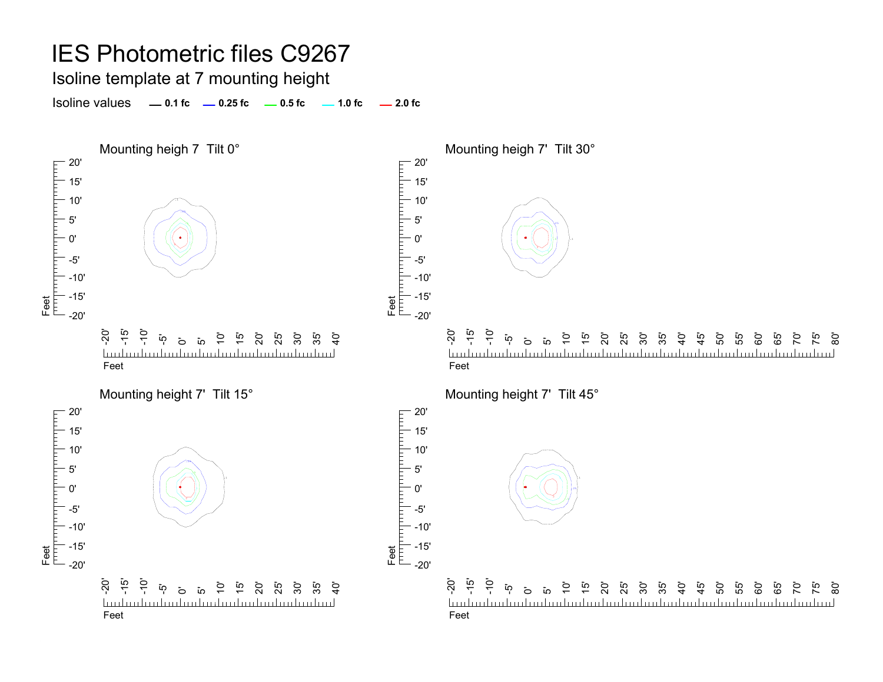# IES Photometric files C9267

## Isoline template at 7 mounting height

Isoline values — 0.1 fc — 0.25 fc — 0.5 fc — 1.0 fc — 2.0 fc

Mounting heigh 7 Tilt 0°

Mounting heigh 7' Tilt 30°

Mounting height 7' Tilt 15°

Mounting height 7' Tilt 45°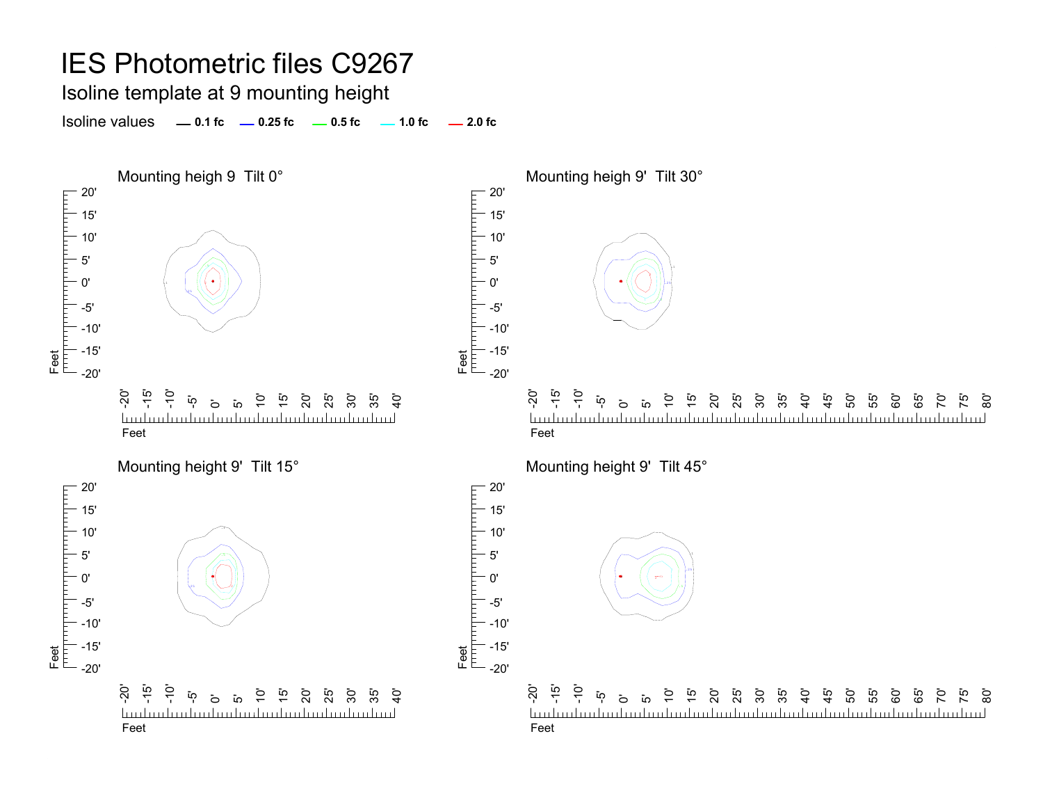# IES Photometric files C9267

## Isoline template at 9 mounting height

Isoline values — 0.1 fc — 0.25 fc — 0.5 fc — 1.0 fc — 2.0 fc

### Mounting heigh 9 Tilt 0°

### Mounting heigh 9' Tilt 30°

### Mounting height 9' Tilt 15°

### Mounting height 9' Tilt 45°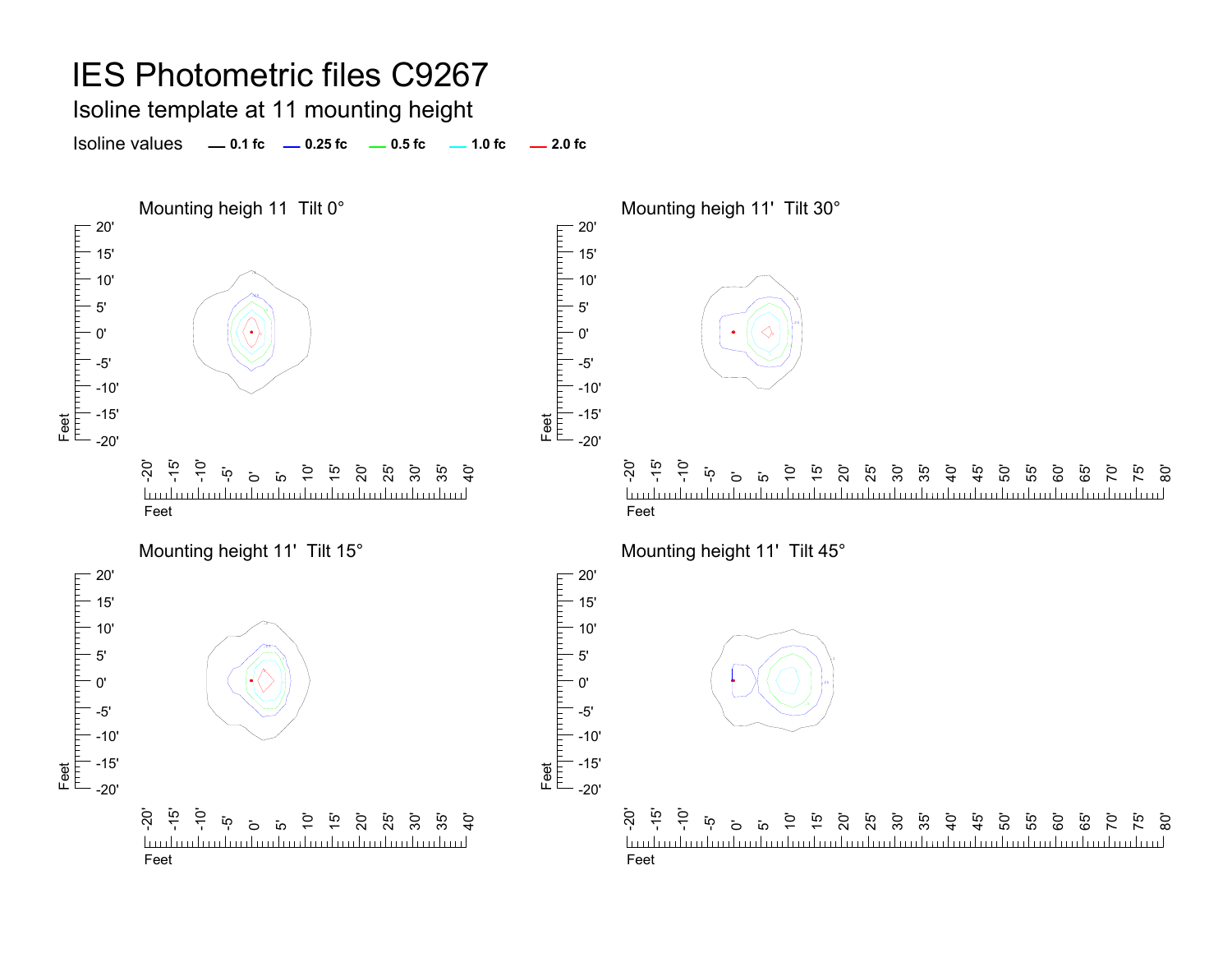# IES Photometric files C9267

## Isoline template at 11 mounting height

Isoline values — 0.1 fc — 0.25 fc — 0.5 fc — 1.0 fc — 2.0 fc

Mounting heigh 11  Tilt 0°

Mounting heigh 11'  Tilt 30°

Mounting height 11'  Tilt 15°

Mounting height 11'  Tilt 45°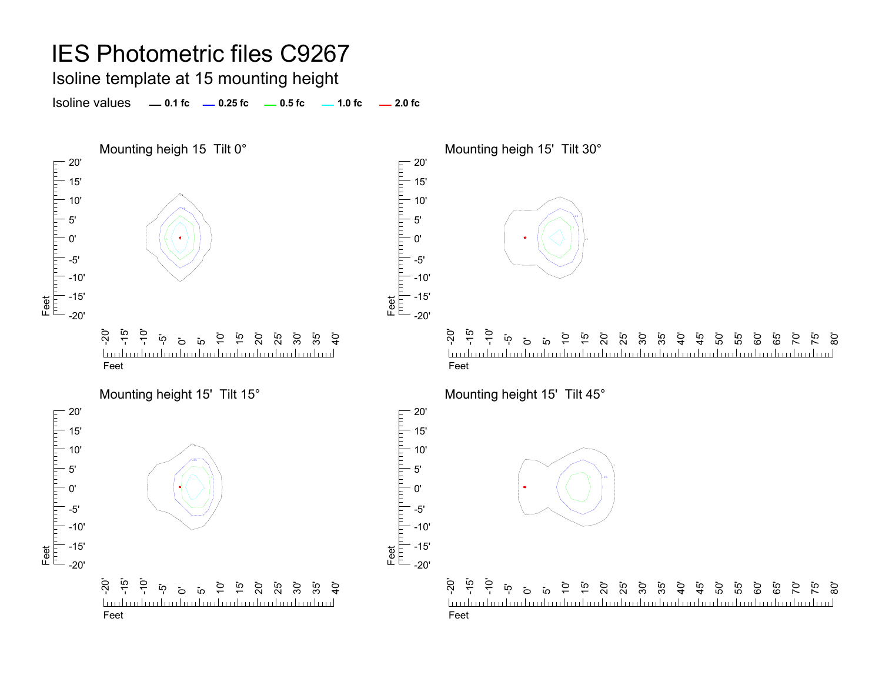# IES Photometric files C9267

## Isoline template at 15 mounting height

Isoline values — 0.1 fc — 0.25 fc — 0.5 fc — 1.0 fc — 2.0 fc

### Mounting heigh 15  Tilt 0°

### Mounting heigh 15'  Tilt 30°

### Mounting height 15'  Tilt 15°

### Mounting height 15'  Tilt 45°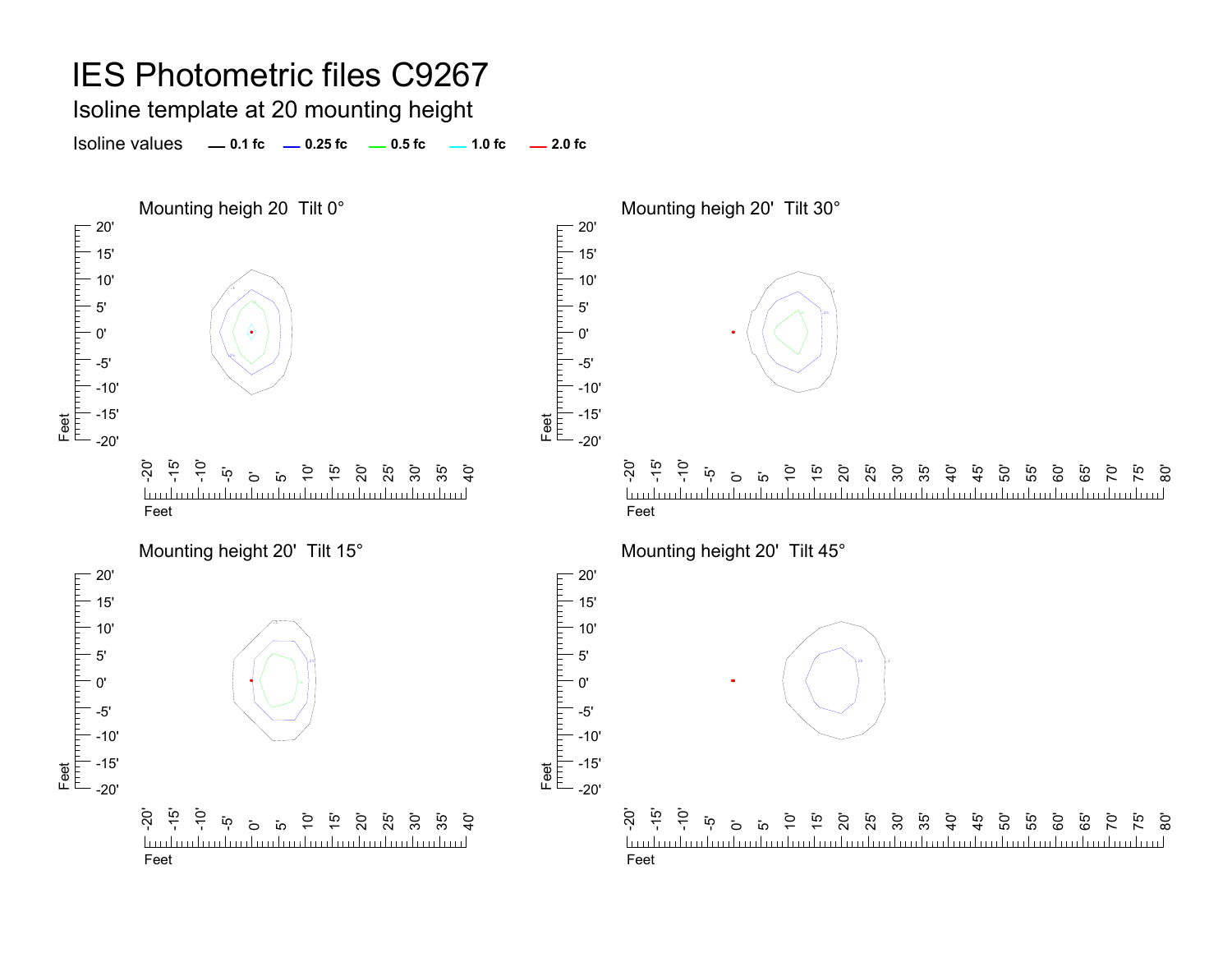# IES Photometric files C9267

## Isoline template at 20 mounting height

Isoline values — 0.1 fc — 0.25 fc — 0.5 fc — 1.0 fc — 2.0 fc

Mounting heigh 20 Tilt 0°

Mounting heigh 20' Tilt 30°

Mounting height 20' Tilt 15°

Mounting height 20' Tilt 45°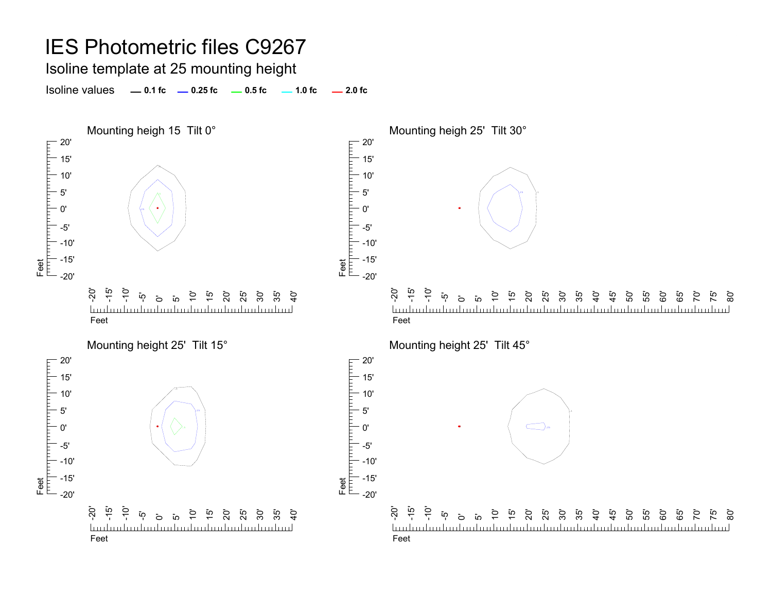# IES Photometric files C9267

## Isoline template at 25 mounting height

Isoline values — 0.1 fc — 0.25 fc — 0.5 fc — 1.0 fc — 2.0 fc

### Mounting heigh 15  Tilt 0°

### Mounting heigh 25'  Tilt 30°

### Mounting height 25'  Tilt 15°

### Mounting height 25'  Tilt 45°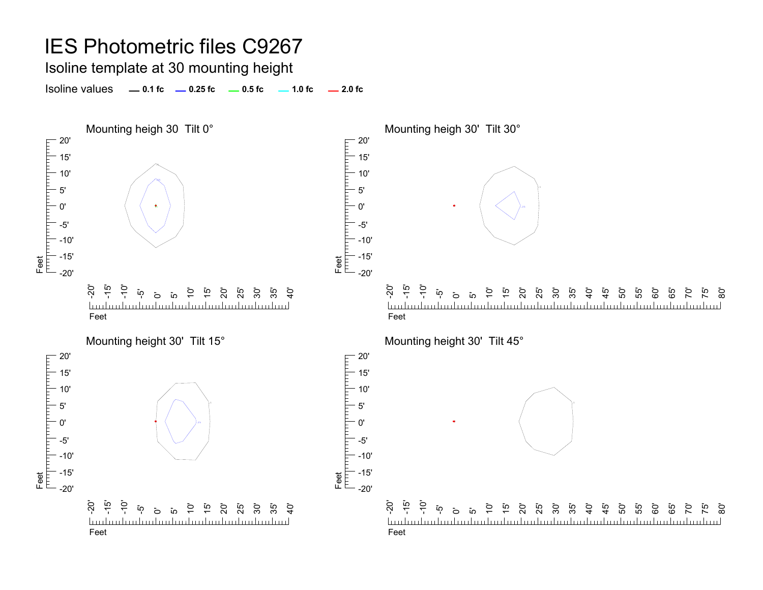# IES Photometric files C9267

## Isoline template at 30 mounting height

Isoline values — 0.1 fc — 0.25 fc — 0.5 fc — 1.0 fc — 2.0 fc

### Mounting heigh 30 Tilt 0°

### Mounting heigh 30' Tilt 30°

### Mounting height 30' Tilt 15°

### Mounting height 30' Tilt 45°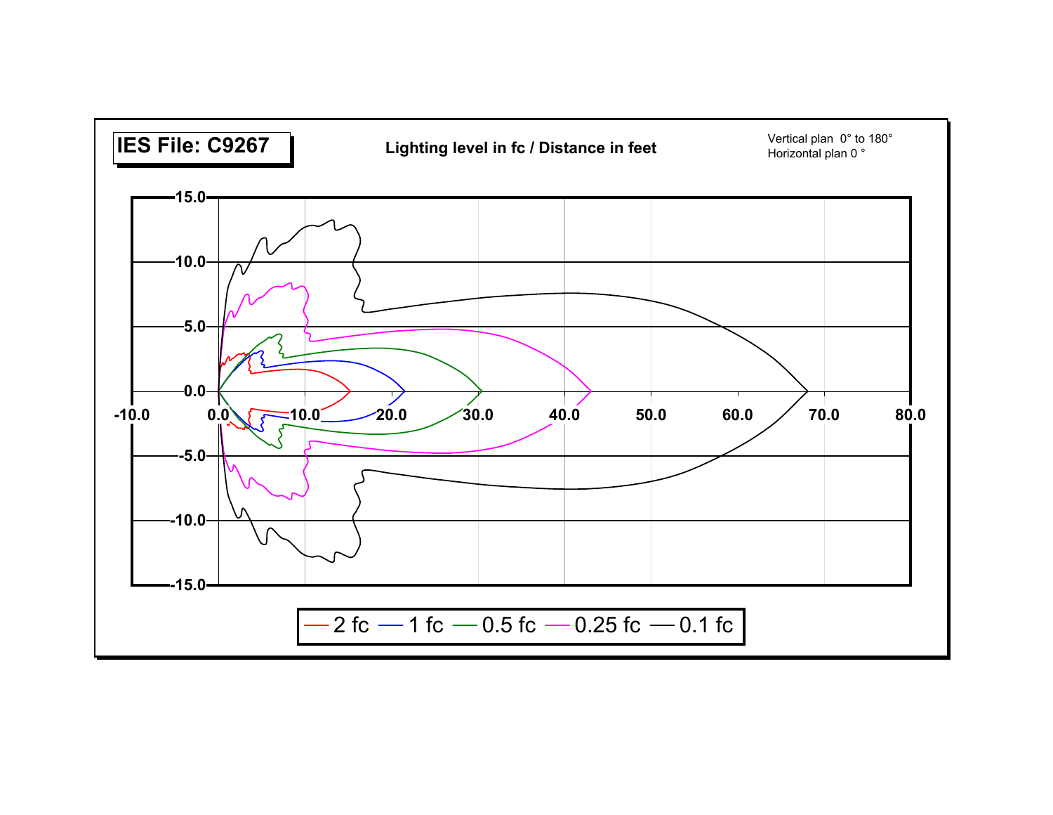IES File: C9267

Lighting level in fc / Distance in feet

Vertical plan 0° to 180°
Horizontal plan 0 °

15.0
10.0
5.0
0.0
-5.0
-10.0
-15.0

-10.0
0.0
10.0
20.0
30.0
40.0
50.0
60.0
70.0
80.0

2 fc
1 fc
0.5 fc
0.25 fc
0.1 fc